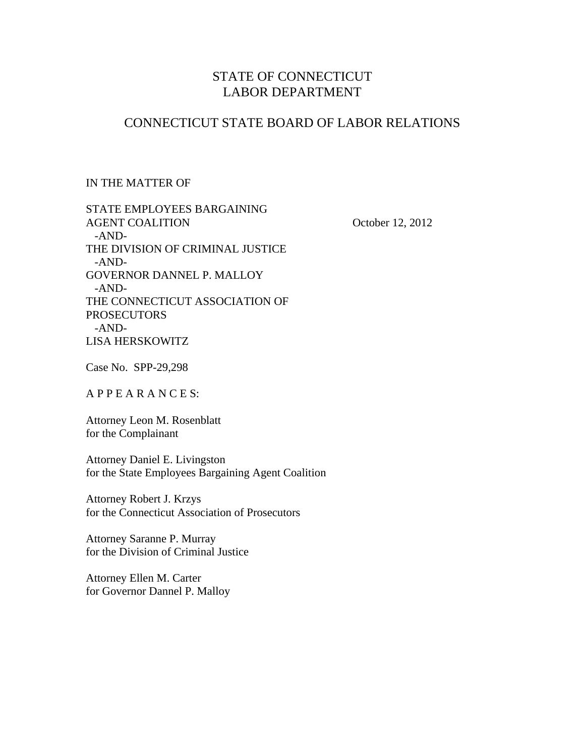# STATE OF CONNECTICUT
# LABOR DEPARTMENT

## CONNECTICUT STATE BOARD OF LABOR RELATIONS

IN THE MATTER OF

STATE EMPLOYEES BARGAINING AGENT COALITION
  -AND-
THE DIVISION OF CRIMINAL JUSTICE
  -AND-
GOVERNOR DANNEL P. MALLOY
  -AND-
THE CONNECTICUT ASSOCIATION OF PROSECUTORS
  -AND-
LISA HERSKOWITZ

October 12, 2012

Case No. SPP-29,298

A P P E A R A N C E S:

Attorney Leon M. Rosenblatt
for the Complainant

Attorney Daniel E. Livingston
for the State Employees Bargaining Agent Coalition

Attorney Robert J. Krzys
for the Connecticut Association of Prosecutors

Attorney Saranne P. Murray
for the Division of Criminal Justice

Attorney Ellen M. Carter
for Governor Dannel P. Malloy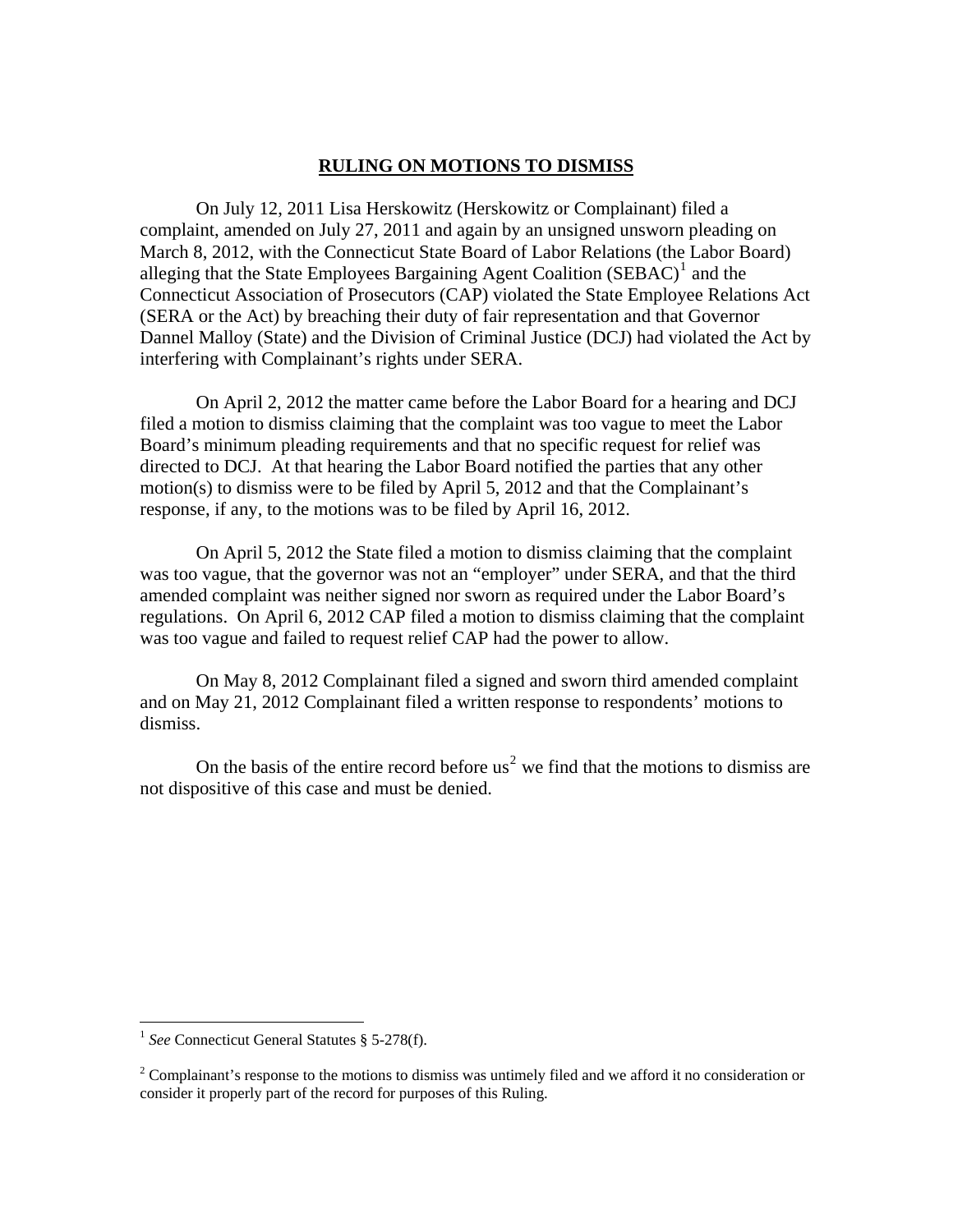## **RULING ON MOTIONS TO DISMISS**

On July 12, 2011 Lisa Herskowitz (Herskowitz or Complainant) filed a complaint, amended on July 27, 2011 and again by an unsigned unsworn pleading on March 8, 2012, with the Connecticut State Board of Labor Relations (the Labor Board) alleging that the State Employees Bargaining Agent Coalition (SEBAC)[1] and the Connecticut Association of Prosecutors (CAP) violated the State Employee Relations Act (SERA or the Act) by breaching their duty of fair representation and that Governor Dannel Malloy (State) and the Division of Criminal Justice (DCJ) had violated the Act by interfering with Complainant's rights under SERA.

On April 2, 2012 the matter came before the Labor Board for a hearing and DCJ filed a motion to dismiss claiming that the complaint was too vague to meet the Labor Board's minimum pleading requirements and that no specific request for relief was directed to DCJ. At that hearing the Labor Board notified the parties that any other motion(s) to dismiss were to be filed by April 5, 2012 and that the Complainant's response, if any, to the motions was to be filed by April 16, 2012.

On April 5, 2012 the State filed a motion to dismiss claiming that the complaint was too vague, that the governor was not an "employer" under SERA, and that the third amended complaint was neither signed nor sworn as required under the Labor Board's regulations. On April 6, 2012 CAP filed a motion to dismiss claiming that the complaint was too vague and failed to request relief CAP had the power to allow.

On May 8, 2012 Complainant filed a signed and sworn third amended complaint and on May 21, 2012 Complainant filed a written response to respondents' motions to dismiss.

On the basis of the entire record before us[2] we find that the motions to dismiss are not dispositive of this case and must be denied.

---

[1] *See* Connecticut General Statutes § 5-278(f).

[2] Complainant's response to the motions to dismiss was untimely filed and we afford it no consideration or consider it properly part of the record for purposes of this Ruling.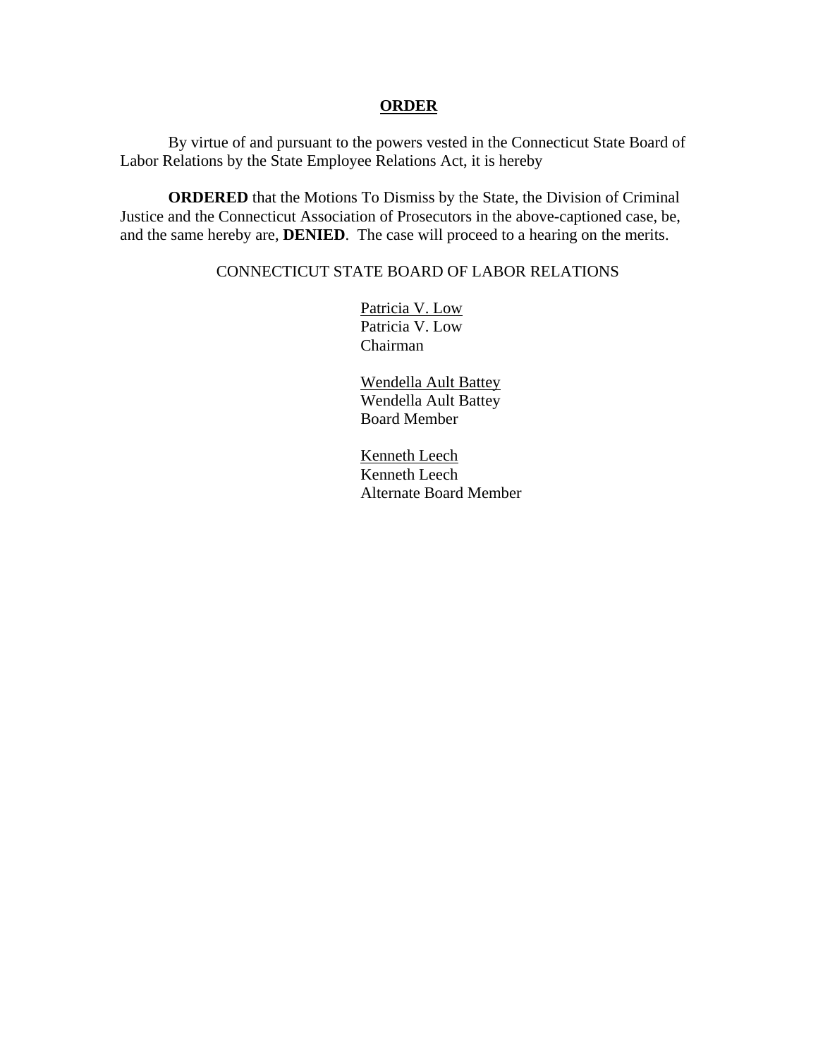# **ORDER**

By virtue of and pursuant to the powers vested in the Connecticut State Board of Labor Relations by the State Employee Relations Act, it is hereby

**ORDERED** that the Motions To Dismiss by the State, the Division of Criminal Justice and the Connecticut Association of Prosecutors in the above-captioned case, be, and the same hereby are, **DENIED**. The case will proceed to a hearing on the merits.

CONNECTICUT STATE BOARD OF LABOR RELATIONS

Patricia V. Low
Patricia V. Low
Chairman

Wendella Ault Battey
Wendella Ault Battey
Board Member

Kenneth Leech
Kenneth Leech
Alternate Board Member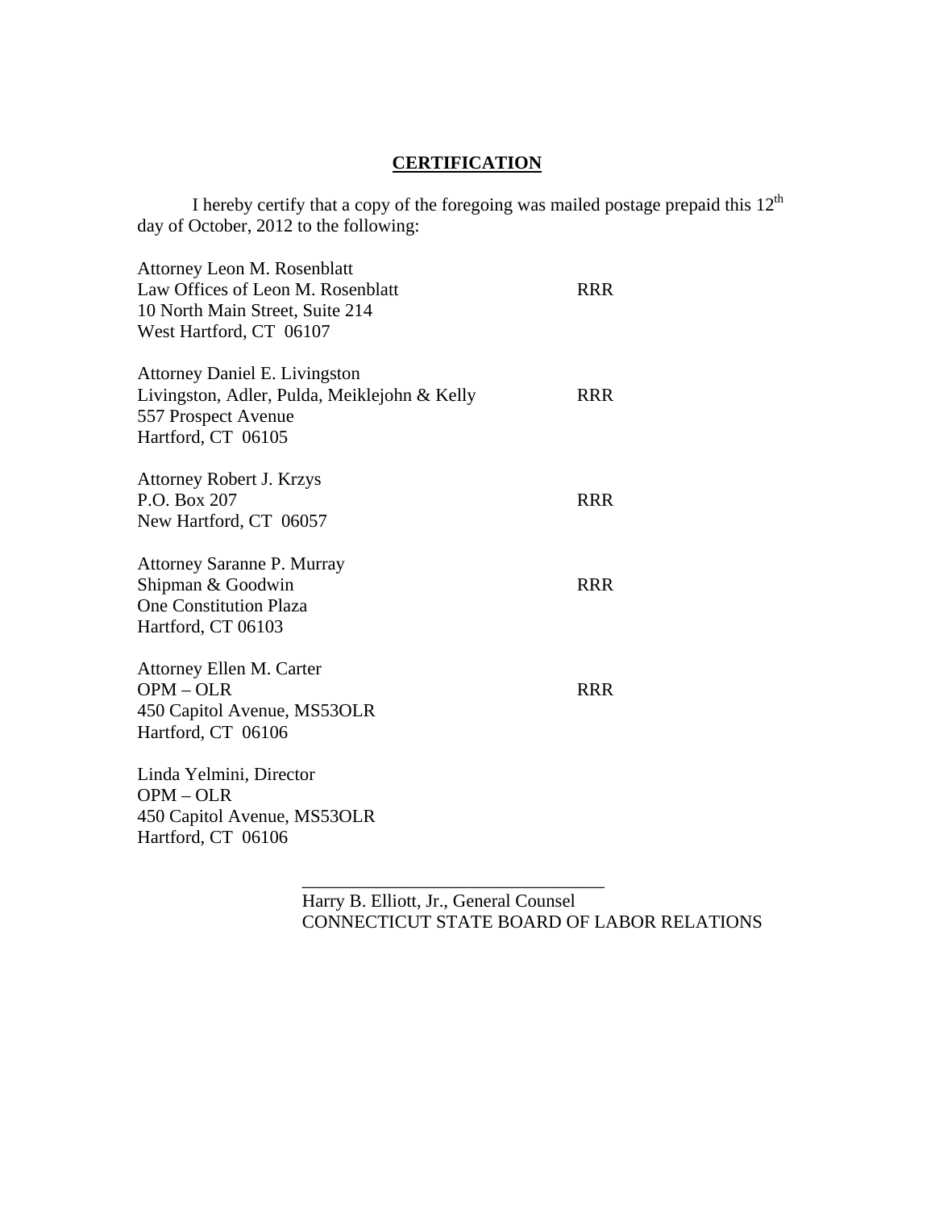## CERTIFICATION

I hereby certify that a copy of the foregoing was mailed postage prepaid this 12th day of October, 2012 to the following:

Attorney Leon M. Rosenblatt
Law Offices of Leon M. Rosenblatt RRR
10 North Main Street, Suite 214
West Hartford, CT 06107

Attorney Daniel E. Livingston
Livingston, Adler, Pulda, Meiklejohn & Kelly RRR
557 Prospect Avenue
Hartford, CT 06105

Attorney Robert J. Krzys
P.O. Box 207 RRR
New Hartford, CT 06057

Attorney Saranne P. Murray
Shipman & Goodwin RRR
One Constitution Plaza
Hartford, CT 06103

Attorney Ellen M. Carter
OPM – OLR RRR
450 Capitol Avenue, MS53OLR
Hartford, CT 06106

Linda Yelmini, Director
OPM – OLR
450 Capitol Avenue, MS53OLR
Hartford, CT 06106

\_\_\_\_\_\_\_\_\_\_\_\_\_\_\_\_\_\_\_\_\_\_\_\_\_\_\_\_\_\_\_\_\_
Harry B. Elliott, Jr., General Counsel
CONNECTICUT STATE BOARD OF LABOR RELATIONS